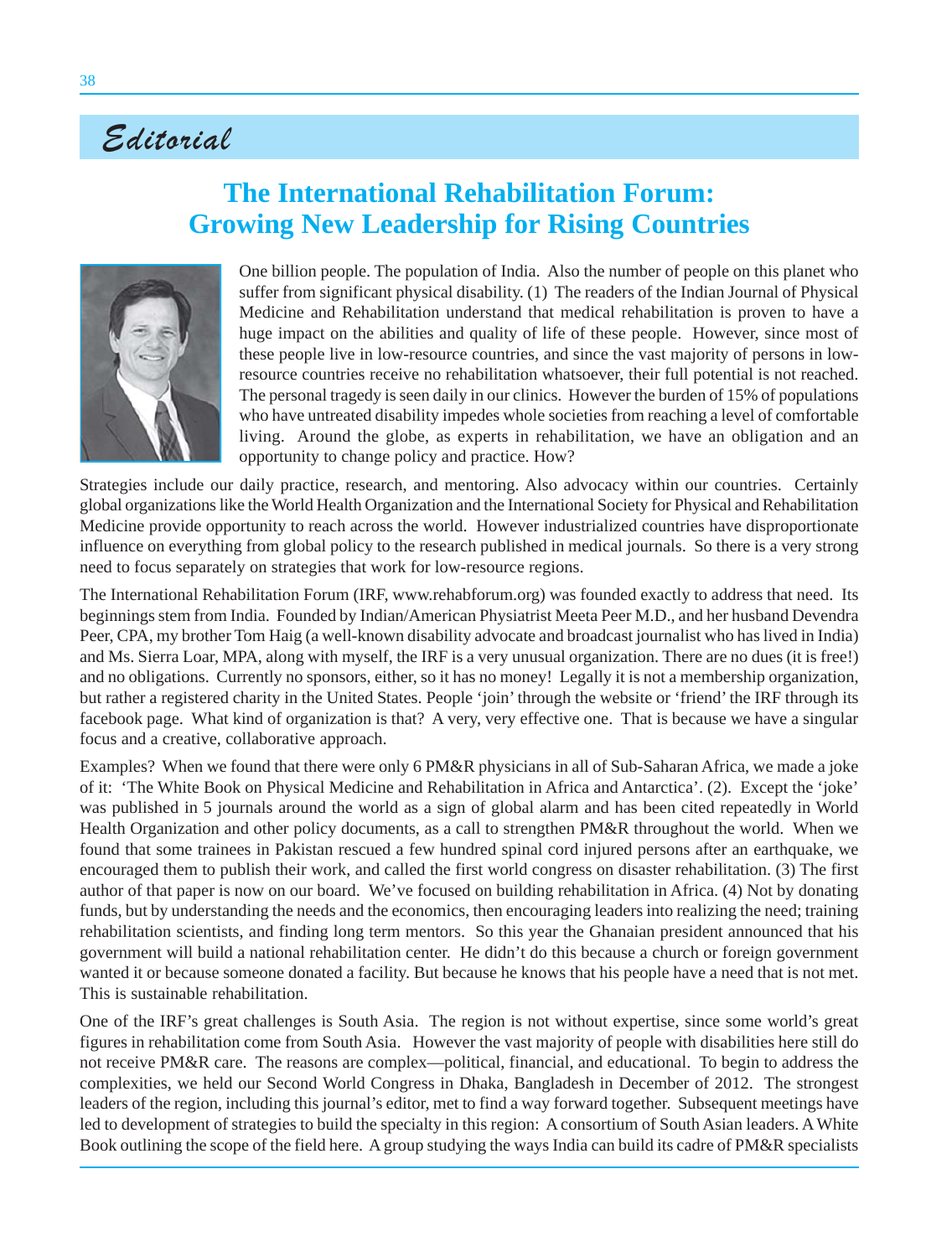# Editorial

## The International Rehabilitation Forum: Growing New Leadership for Rising Countries

One billion people. The population of India. Also the number of people on this planet who suffer from significant physical disability. (1) The readers of the Indian Journal of Physical Medicine and Rehabilitation understand that medical rehabilitation is proven to have a huge impact on the abilities and quality of life of these people. However, since most of these people live in low-resource countries, and since the vast majority of persons in low-resource countries receive no rehabilitation whatsoever, their full potential is not reached. The personal tragedy is seen daily in our clinics. However the burden of 15% of populations who have untreated disability impedes whole societies from reaching a level of comfortable living. Around the globe, as experts in rehabilitation, we have an obligation and an opportunity to change policy and practice. How?

Strategies include our daily practice, research, and mentoring. Also advocacy within our countries. Certainly global organizations like the World Health Organization and the International Society for Physical and Rehabilitation Medicine provide opportunity to reach across the world. However industrialized countries have disproportionate influence on everything from global policy to the research published in medical journals. So there is a very strong need to focus separately on strategies that work for low-resource regions.

The International Rehabilitation Forum (IRF, www.rehabforum.org) was founded exactly to address that need. Its beginnings stem from India. Founded by Indian/American Physiatrist Meeta Peer M.D., and her husband Devendra Peer, CPA, my brother Tom Haig (a well-known disability advocate and broadcast journalist who has lived in India) and Ms. Sierra Loar, MPA, along with myself, the IRF is a very unusual organization. There are no dues (it is free!) and no obligations. Currently no sponsors, either, so it has no money! Legally it is not a membership organization, but rather a registered charity in the United States. People 'join' through the website or 'friend' the IRF through its facebook page. What kind of organization is that? A very, very effective one. That is because we have a singular focus and a creative, collaborative approach.

Examples? When we found that there were only 6 PM&R physicians in all of Sub-Saharan Africa, we made a joke of it: 'The White Book on Physical Medicine and Rehabilitation in Africa and Antarctica'. (2). Except the 'joke' was published in 5 journals around the world as a sign of global alarm and has been cited repeatedly in World Health Organization and other policy documents, as a call to strengthen PM&R throughout the world. When we found that some trainees in Pakistan rescued a few hundred spinal cord injured persons after an earthquake, we encouraged them to publish their work, and called the first world congress on disaster rehabilitation. (3) The first author of that paper is now on our board. We've focused on building rehabilitation in Africa. (4) Not by donating funds, but by understanding the needs and the economics, then encouraging leaders into realizing the need; training rehabilitation scientists, and finding long term mentors. So this year the Ghanaian president announced that his government will build a national rehabilitation center. He didn't do this because a church or foreign government wanted it or because someone donated a facility. But because he knows that his people have a need that is not met. This is sustainable rehabilitation.

One of the IRF's great challenges is South Asia. The region is not without expertise, since some world's great figures in rehabilitation come from South Asia. However the vast majority of people with disabilities here still do not receive PM&R care. The reasons are complex—political, financial, and educational. To begin to address the complexities, we held our Second World Congress in Dhaka, Bangladesh in December of 2012. The strongest leaders of the region, including this journal's editor, met to find a way forward together. Subsequent meetings have led to development of strategies to build the specialty in this region: A consortium of South Asian leaders. A White Book outlining the scope of the field here. A group studying the ways India can build its cadre of PM&R specialists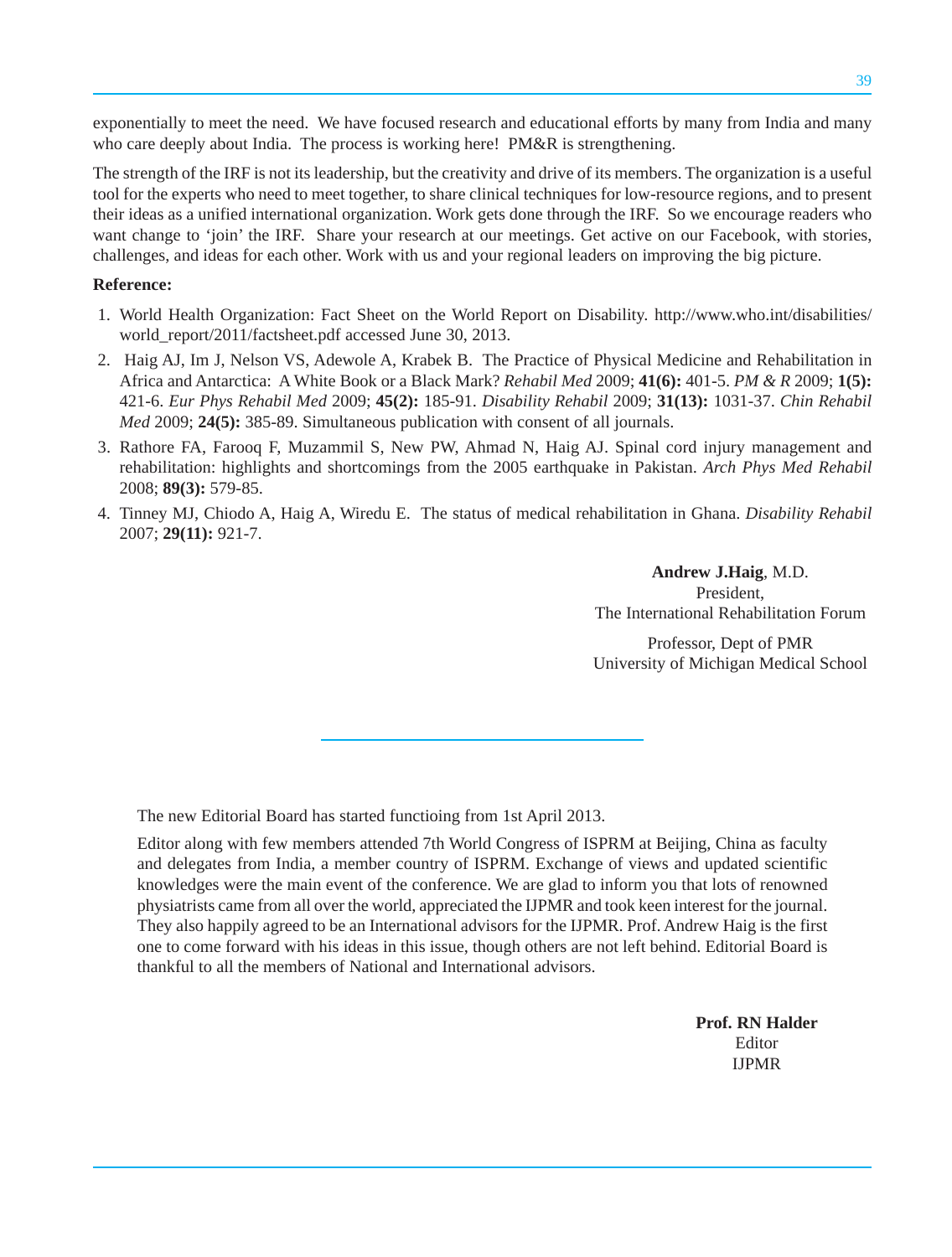exponentially to meet the need. We have focused research and educational efforts by many from India and many who care deeply about India. The process is working here! PM&R is strengthening.

The strength of the IRF is not its leadership, but the creativity and drive of its members. The organization is a useful tool for the experts who need to meet together, to share clinical techniques for low-resource regions, and to present their ideas as a unified international organization. Work gets done through the IRF. So we encourage readers who want change to 'join' the IRF. Share your research at our meetings. Get active on our Facebook, with stories, challenges, and ideas for each other. Work with us and your regional leaders on improving the big picture.

**Reference:**

1. World Health Organization: Fact Sheet on the World Report on Disability. http://www.who.int/disabilities/world_report/2011/factsheet.pdf accessed June 30, 2013.
2. Haig AJ, Im J, Nelson VS, Adewole A, Krabek B. The Practice of Physical Medicine and Rehabilitation in Africa and Antarctica: A White Book or a Black Mark? *Rehabil Med* 2009; **41(6):** 401-5. *PM & R* 2009; **1(5):** 421-6. *Eur Phys Rehabil Med* 2009; **45(2):** 185-91. *Disability Rehabil* 2009; **31(13):** 1031-37. *Chin Rehabil Med* 2009; **24(5):** 385-89. Simultaneous publication with consent of all journals.
3. Rathore FA, Farooq F, Muzammil S, New PW, Ahmad N, Haig AJ. Spinal cord injury management and rehabilitation: highlights and shortcomings from the 2005 earthquake in Pakistan. *Arch Phys Med Rehabil* 2008; **89(3):** 579-85.
4. Tinney MJ, Chiodo A, Haig A, Wiredu E. The status of medical rehabilitation in Ghana. *Disability Rehabil* 2007; **29(11):** 921-7.

**Andrew J.Haig**, M.D.
President,
The International Rehabilitation Forum

Professor, Dept of PMR
University of Michigan Medical School

---

The new Editorial Board has started functioing from 1st April 2013.

Editor along with few members attended 7th World Congress of ISPRM at Beijing, China as faculty and delegates from India, a member country of ISPRM. Exchange of views and updated scientific knowledges were the main event of the conference. We are glad to inform you that lots of renowned physiatrists came from all over the world, appreciated the IJPMR and took keen interest for the journal. They also happily agreed to be an International advisors for the IJPMR. Prof. Andrew Haig is the first one to come forward with his ideas in this issue, though others are not left behind. Editorial Board is thankful to all the members of National and International advisors.

**Prof. RN Halder**
Editor
IJPMR